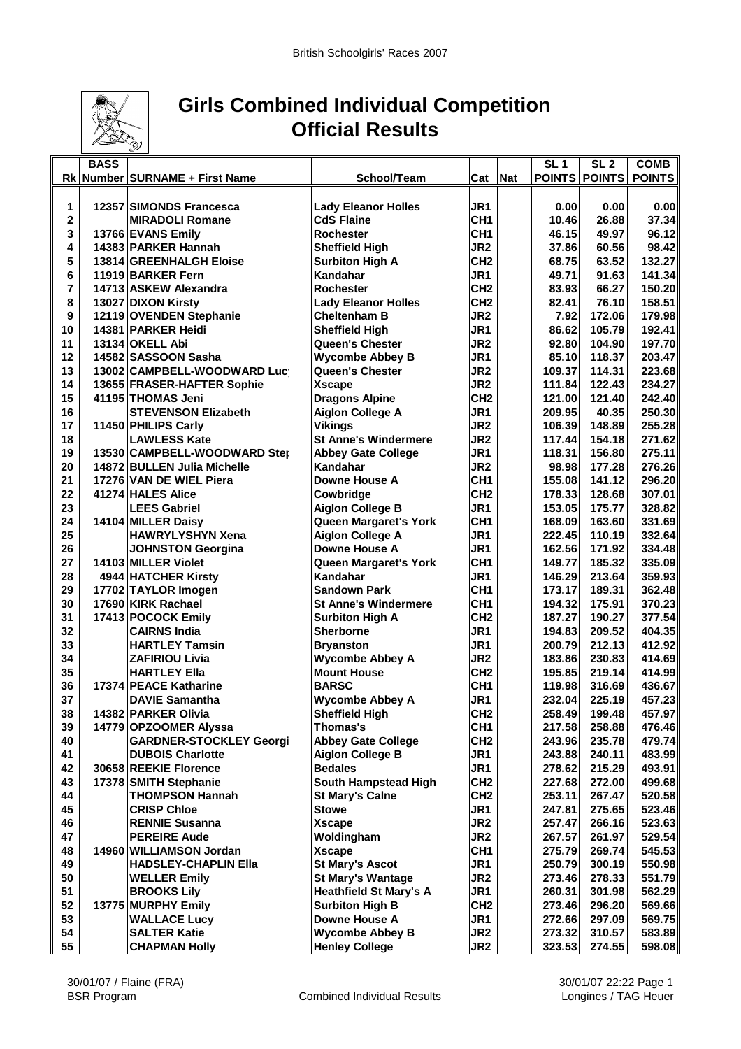# Girls Combined Individual Competition
## Official Results

| Rk | BASS Number | SURNAME + First Name | School/Team | Cat | Nat | SL 1 POINTS | SL 2 POINTS | COMB POINTS |
|---|---|---|---|---|---|---|---|---|
| 1 | 12357 | SIMONDS Francesca | Lady Eleanor Holles | JR1 | | 0.00 | 0.00 | 0.00 |
| 2 | | MIRADOLI Romane | CdS Flaine | CH1 | | 10.46 | 26.88 | 37.34 |
| 3 | 13766 | EVANS Emily | Rochester | CH1 | | 46.15 | 49.97 | 96.12 |
| 4 | 14383 | PARKER Hannah | Sheffield High | JR2 | | 37.86 | 60.56 | 98.42 |
| 5 | 13814 | GREENHALGH Eloise | Surbiton High A | CH2 | | 68.75 | 63.52 | 132.27 |
| 6 | 11919 | BARKER Fern | Kandahar | JR1 | | 49.71 | 91.63 | 141.34 |
| 7 | 14713 | ASKEW Alexandra | Rochester | CH2 | | 83.93 | 66.27 | 150.20 |
| 8 | 13027 | DIXON Kirsty | Lady Eleanor Holles | CH2 | | 82.41 | 76.10 | 158.51 |
| 9 | 12119 | OVENDEN Stephanie | Cheltenham B | JR2 | | 7.92 | 172.06 | 179.98 |
| 10 | 14381 | PARKER Heidi | Sheffield High | JR1 | | 86.62 | 105.79 | 192.41 |
| 11 | 13134 | OKELL Abi | Queen's Chester | JR2 | | 92.80 | 104.90 | 197.70 |
| 12 | 14582 | SASSOON Sasha | Wycombe Abbey B | JR1 | | 85.10 | 118.37 | 203.47 |
| 13 | 13002 | CAMPBELL-WOODWARD Lucy | Queen's Chester | JR2 | | 109.37 | 114.31 | 223.68 |
| 14 | 13655 | FRASER-HAFTER Sophie | Xscape | JR2 | | 111.84 | 122.43 | 234.27 |
| 15 | 41195 | THOMAS Jeni | Dragons Alpine | CH2 | | 121.00 | 121.40 | 242.40 |
| 16 | | STEVENSON Elizabeth | Aiglon College A | JR1 | | 209.95 | 40.35 | 250.30 |
| 17 | 11450 | PHILIPS Carly | Vikings | JR2 | | 106.39 | 148.89 | 255.28 |
| 18 | | LAWLESS Kate | St Anne's Windermere | JR2 | | 117.44 | 154.18 | 271.62 |
| 19 | 13530 | CAMPBELL-WOODWARD Step | Abbey Gate College | JR1 | | 118.31 | 156.80 | 275.11 |
| 20 | 14872 | BULLEN Julia Michelle | Kandahar | JR2 | | 98.98 | 177.28 | 276.26 |
| 21 | 17276 | VAN DE WIEL Piera | Downe House A | CH1 | | 155.08 | 141.12 | 296.20 |
| 22 | 41274 | HALES Alice | Cowbridge | CH2 | | 178.33 | 128.68 | 307.01 |
| 23 | | LEES Gabriel | Aiglon College B | JR1 | | 153.05 | 175.77 | 328.82 |
| 24 | 14104 | MILLER Daisy | Queen Margaret's York | CH1 | | 168.09 | 163.60 | 331.69 |
| 25 | | HAWRYLYSHYN Xena | Aiglon College A | JR1 | | 222.45 | 110.19 | 332.64 |
| 26 | | JOHNSTON Georgina | Downe House A | JR1 | | 162.56 | 171.92 | 334.48 |
| 27 | 14103 | MILLER Violet | Queen Margaret's York | CH1 | | 149.77 | 185.32 | 335.09 |
| 28 | 4944 | HATCHER Kirsty | Kandahar | JR1 | | 146.29 | 213.64 | 359.93 |
| 29 | 17702 | TAYLOR Imogen | Sandown Park | CH1 | | 173.17 | 189.31 | 362.48 |
| 30 | 17690 | KIRK Rachael | St Anne's Windermere | CH1 | | 194.32 | 175.91 | 370.23 |
| 31 | 17413 | POCOCK Emily | Surbiton High A | CH2 | | 187.27 | 190.27 | 377.54 |
| 32 | | CAIRNS India | Sherborne | JR1 | | 194.83 | 209.52 | 404.35 |
| 33 | | HARTLEY Tamsin | Bryanston | JR1 | | 200.79 | 212.13 | 412.92 |
| 34 | | ZAFIRIOU Livia | Wycombe Abbey A | JR2 | | 183.86 | 230.83 | 414.69 |
| 35 | | HARTLEY Ella | Mount House | CH2 | | 195.85 | 219.14 | 414.99 |
| 36 | 17374 | PEACE Katharine | BARSC | CH1 | | 119.98 | 316.69 | 436.67 |
| 37 | | DAVIE Samantha | Wycombe Abbey A | JR1 | | 232.04 | 225.19 | 457.23 |
| 38 | 14382 | PARKER Olivia | Sheffield High | CH2 | | 258.49 | 199.48 | 457.97 |
| 39 | 14779 | OPZOOMER Alyssa | Thomas's | CH1 | | 217.58 | 258.88 | 476.46 |
| 40 | | GARDNER-STOCKLEY Georgi | Abbey Gate College | CH2 | | 243.96 | 235.78 | 479.74 |
| 41 | | DUBOIS Charlotte | Aiglon College B | JR1 | | 243.88 | 240.11 | 483.99 |
| 42 | 30658 | REEKIE Florence | Bedales | JR1 | | 278.62 | 215.29 | 493.91 |
| 43 | 17378 | SMITH Stephanie | South Hampstead High | CH2 | | 227.68 | 272.00 | 499.68 |
| 44 | | THOMPSON Hannah | St Mary's Calne | CH2 | | 253.11 | 267.47 | 520.58 |
| 45 | | CRISP Chloe | Stowe | JR1 | | 247.81 | 275.65 | 523.46 |
| 46 | | RENNIE Susanna | Xscape | JR2 | | 257.47 | 266.16 | 523.63 |
| 47 | | PEREIRE Aude | Woldingham | JR2 | | 267.57 | 261.97 | 529.54 |
| 48 | 14960 | WILLIAMSON Jordan | Xscape | CH1 | | 275.79 | 269.74 | 545.53 |
| 49 | | HADSLEY-CHAPLIN Ella | St Mary's Ascot | JR1 | | 250.79 | 300.19 | 550.98 |
| 50 | | WELLER Emily | St Mary's Wantage | JR2 | | 273.46 | 278.33 | 551.79 |
| 51 | | BROOKS Lily | Heathfield St Mary's A | JR1 | | 260.31 | 301.98 | 562.29 |
| 52 | 13775 | MURPHY Emily | Surbiton High B | CH2 | | 273.46 | 296.20 | 569.66 |
| 53 | | WALLACE Lucy | Downe House A | JR1 | | 272.66 | 297.09 | 569.75 |
| 54 | | SALTER Katie | Wycombe Abbey B | JR2 | | 273.32 | 310.57 | 583.89 |
| 55 | | CHAPMAN Holly | Henley College | JR2 | | 323.53 | 274.55 | 598.08 |

30/01/07 / Flaine (FRA) 30/01/07 22:22
BSR Program Combined Individual Results Longines / TAG Heuer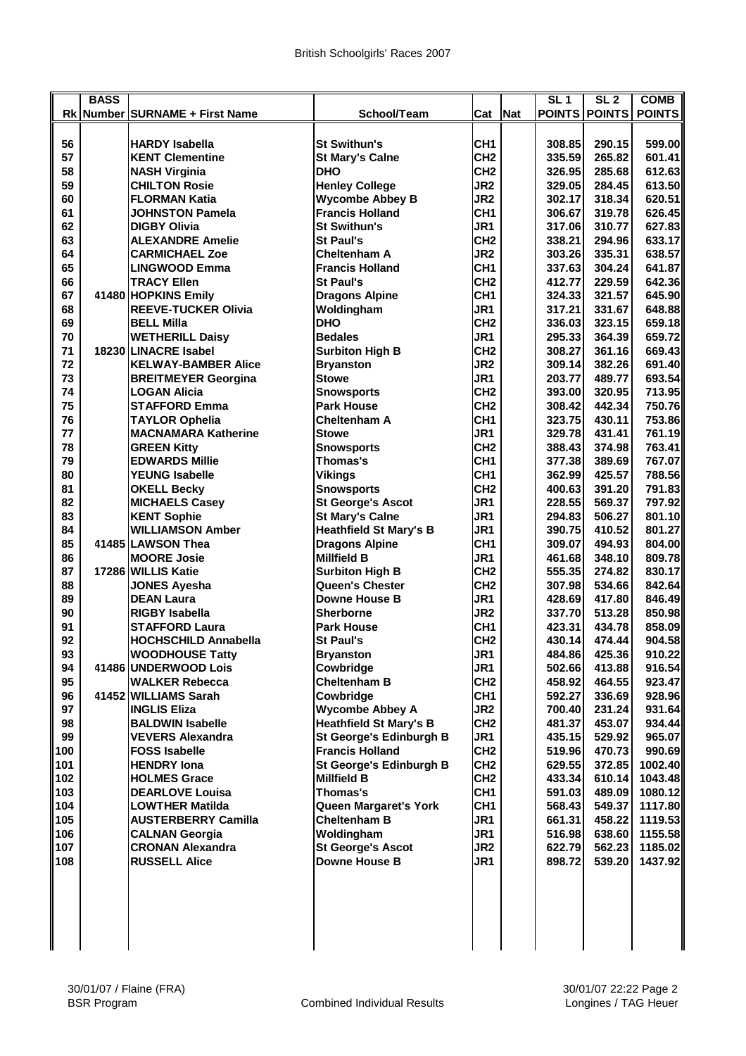# British Schoolgirls' Races 2007

| Rk | BASS Number | SURNAME + First Name | School/Team | Cat | Nat | SL 1 POINTS | SL 2 POINTS | COMB POINTS |
|---|---|---|---|---|---|---|---|---|
| 56 | | HARDY Isabella | St Swithun's | CH1 | | 308.85 | 290.15 | 599.00 |
| 57 | | KENT Clementine | St Mary's Calne | CH2 | | 335.59 | 265.82 | 601.41 |
| 58 | | NASH Virginia | DHO | CH2 | | 326.95 | 285.68 | 612.63 |
| 59 | | CHILTON Rosie | Henley College | JR2 | | 329.05 | 284.45 | 613.50 |
| 60 | | FLORMAN Katia | Wycombe Abbey B | JR2 | | 302.17 | 318.34 | 620.51 |
| 61 | | JOHNSTON Pamela | Francis Holland | CH1 | | 306.67 | 319.78 | 626.45 |
| 62 | | DIGBY Olivia | St Swithun's | JR1 | | 317.06 | 310.77 | 627.83 |
| 63 | | ALEXANDRE Amelie | St Paul's | CH2 | | 338.21 | 294.96 | 633.17 |
| 64 | | CARMICHAEL Zoe | Cheltenham A | JR2 | | 303.26 | 335.31 | 638.57 |
| 65 | | LINGWOOD Emma | Francis Holland | CH1 | | 337.63 | 304.24 | 641.87 |
| 66 | | TRACY Ellen | St Paul's | CH2 | | 412.77 | 229.59 | 642.36 |
| 67 | 41480 | HOPKINS Emily | Dragons Alpine | CH1 | | 324.33 | 321.57 | 645.90 |
| 68 | | REEVE-TUCKER Olivia | Woldingham | JR1 | | 317.21 | 331.67 | 648.88 |
| 69 | | BELL Milla | DHO | CH2 | | 336.03 | 323.15 | 659.18 |
| 70 | | WETHERILL Daisy | Bedales | JR1 | | 295.33 | 364.39 | 659.72 |
| 71 | 18230 | LINACRE Isabel | Surbiton High B | CH2 | | 308.27 | 361.16 | 669.43 |
| 72 | | KELWAY-BAMBER Alice | Bryanston | JR2 | | 309.14 | 382.26 | 691.40 |
| 73 | | BREITMEYER Georgina | Stowe | JR1 | | 203.77 | 489.77 | 693.54 |
| 74 | | LOGAN Alicia | Snowsports | CH2 | | 393.00 | 320.95 | 713.95 |
| 75 | | STAFFORD Emma | Park House | CH2 | | 308.42 | 442.34 | 750.76 |
| 76 | | TAYLOR Ophelia | Cheltenham A | CH1 | | 323.75 | 430.11 | 753.86 |
| 77 | | MACNAMARA Katherine | Stowe | JR1 | | 329.78 | 431.41 | 761.19 |
| 78 | | GREEN Kitty | Snowsports | CH2 | | 388.43 | 374.98 | 763.41 |
| 79 | | EDWARDS Millie | Thomas's | CH1 | | 377.38 | 389.69 | 767.07 |
| 80 | | YEUNG Isabelle | Vikings | CH1 | | 362.99 | 425.57 | 788.56 |
| 81 | | OKELL Becky | Snowsports | CH2 | | 400.63 | 391.20 | 791.83 |
| 82 | | MICHAELS Casey | St George's Ascot | JR1 | | 228.55 | 569.37 | 797.92 |
| 83 | | KENT Sophie | St Mary's Calne | JR1 | | 294.83 | 506.27 | 801.10 |
| 84 | | WILLIAMSON Amber | Heathfield St Mary's B | JR1 | | 390.75 | 410.52 | 801.27 |
| 85 | 41485 | LAWSON Thea | Dragons Alpine | CH1 | | 309.07 | 494.93 | 804.00 |
| 86 | | MOORE Josie | Millfield B | JR1 | | 461.68 | 348.10 | 809.78 |
| 87 | 17286 | WILLIS Katie | Surbiton High B | CH2 | | 555.35 | 274.82 | 830.17 |
| 88 | | JONES Ayesha | Queen's Chester | CH2 | | 307.98 | 534.66 | 842.64 |
| 89 | | DEAN Laura | Downe House B | JR1 | | 428.69 | 417.80 | 846.49 |
| 90 | | RIGBY Isabella | Sherborne | JR2 | | 337.70 | 513.28 | 850.98 |
| 91 | | STAFFORD Laura | Park House | CH1 | | 423.31 | 434.78 | 858.09 |
| 92 | | HOCHSCHILD Annabella | St Paul's | CH2 | | 430.14 | 474.44 | 904.58 |
| 93 | | WOODHOUSE Tatty | Bryanston | JR1 | | 484.86 | 425.36 | 910.22 |
| 94 | 41486 | UNDERWOOD Lois | Cowbridge | JR1 | | 502.66 | 413.88 | 916.54 |
| 95 | | WALKER Rebecca | Cheltenham B | CH2 | | 458.92 | 464.55 | 923.47 |
| 96 | 41452 | WILLIAMS Sarah | Cowbridge | CH1 | | 592.27 | 336.69 | 928.96 |
| 97 | | INGLIS Eliza | Wycombe Abbey A | JR2 | | 700.40 | 231.24 | 931.64 |
| 98 | | BALDWIN Isabelle | Heathfield St Mary's B | CH2 | | 481.37 | 453.07 | 934.44 |
| 99 | | VEVERS Alexandra | St George's Edinburgh B | JR1 | | 435.15 | 529.92 | 965.07 |
| 100 | | FOSS Isabelle | Francis Holland | CH2 | | 519.96 | 470.73 | 990.69 |
| 101 | | HENDRY Iona | St George's Edinburgh B | CH2 | | 629.55 | 372.85 | 1002.40 |
| 102 | | HOLMES Grace | Millfield B | CH2 | | 433.34 | 610.14 | 1043.48 |
| 103 | | DEARLOVE Louisa | Thomas's | CH1 | | 591.03 | 489.09 | 1080.12 |
| 104 | | LOWTHER Matilda | Queen Margaret's York | CH1 | | 568.43 | 549.37 | 1117.80 |
| 105 | | AUSTERBERRY Camilla | Cheltenham B | JR1 | | 661.31 | 458.22 | 1119.53 |
| 106 | | CALNAN Georgia | Woldingham | JR1 | | 516.98 | 638.60 | 1155.58 |
| 107 | | CRONAN Alexandra | St George's Ascot | JR2 | | 622.79 | 562.23 | 1185.02 |
| 108 | | RUSSELL Alice | Downe House B | JR1 | | 898.72 | 539.20 | 1437.92 |

30/01/07 / Flaine (FRA)
BSR Program
Combined Individual Results
30/01/07 22:22
Longines / TAG Heuer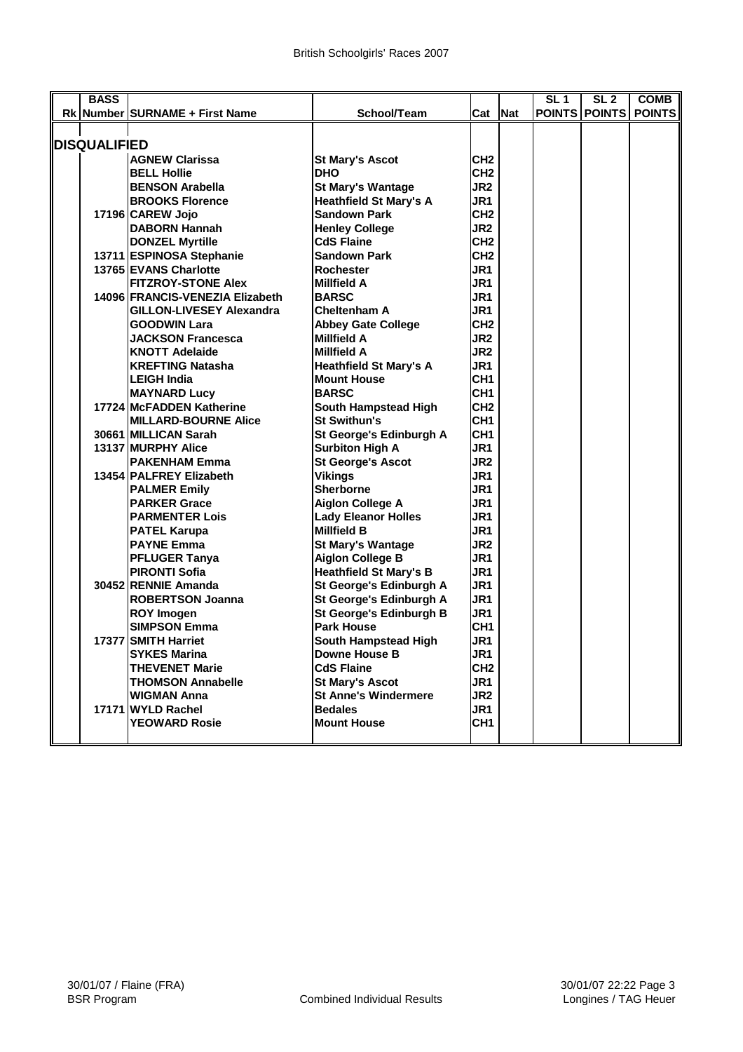British Schoolgirls' Races 2007

| Rk | BASS Number | SURNAME + First Name | School/Team | Cat | Nat | SL 1 POINTS | SL 2 POINTS | COMB POINTS |
|---|---|---|---|---|---|---|---|---|
| **DISQUALIFIED** | | | | | | | | |
| | | AGNEW Clarissa | St Mary's Ascot | CH2 | | | | |
| | | BELL Hollie | DHO | CH2 | | | | |
| | | BENSON Arabella | St Mary's Wantage | JR2 | | | | |
| | | BROOKS Florence | Heathfield St Mary's A | JR1 | | | | |
| | 17196 | CAREW Jojo | Sandown Park | CH2 | | | | |
| | | DABORN Hannah | Henley College | JR2 | | | | |
| | | DONZEL Myrtille | CdS Flaine | CH2 | | | | |
| | 13711 | ESPINOSA Stephanie | Sandown Park | CH2 | | | | |
| | 13765 | EVANS Charlotte | Rochester | JR1 | | | | |
| | | FITZROY-STONE Alex | Millfield A | JR1 | | | | |
| | 14096 | FRANCIS-VENEZIA Elizabeth | BARSC | JR1 | | | | |
| | | GILLON-LIVESEY Alexandra | Cheltenham A | JR1 | | | | |
| | | GOODWIN Lara | Abbey Gate College | CH2 | | | | |
| | | JACKSON Francesca | Millfield A | JR2 | | | | |
| | | KNOTT Adelaide | Millfield A | JR2 | | | | |
| | | KREFTING Natasha | Heathfield St Mary's A | JR1 | | | | |
| | | LEIGH India | Mount House | CH1 | | | | |
| | | MAYNARD Lucy | BARSC | CH1 | | | | |
| | 17724 | McFADDEN Katherine | South Hampstead High | CH2 | | | | |
| | | MILLARD-BOURNE Alice | St Swithun's | CH1 | | | | |
| | 30661 | MILLICAN Sarah | St George's Edinburgh A | CH1 | | | | |
| | 13137 | MURPHY Alice | Surbiton High A | JR1 | | | | |
| | | PAKENHAM Emma | St George's Ascot | JR2 | | | | |
| | 13454 | PALFREY Elizabeth | Vikings | JR1 | | | | |
| | | PALMER Emily | Sherborne | JR1 | | | | |
| | | PARKER Grace | Aiglon College A | JR1 | | | | |
| | | PARMENTER Lois | Lady Eleanor Holles | JR1 | | | | |
| | | PATEL Karupa | Millfield B | JR1 | | | | |
| | | PAYNE Emma | St Mary's Wantage | JR2 | | | | |
| | | PFLUGER Tanya | Aiglon College B | JR1 | | | | |
| | | PIRONTI Sofia | Heathfield St Mary's B | JR1 | | | | |
| | 30452 | RENNIE Amanda | St George's Edinburgh A | JR1 | | | | |
| | | ROBERTSON Joanna | St George's Edinburgh A | JR1 | | | | |
| | | ROY Imogen | St George's Edinburgh B | JR1 | | | | |
| | | SIMPSON Emma | Park House | CH1 | | | | |
| | 17377 | SMITH Harriet | South Hampstead High | JR1 | | | | |
| | | SYKES Marina | Downe House B | JR1 | | | | |
| | | THEVENET Marie | CdS Flaine | CH2 | | | | |
| | | THOMSON Annabelle | St Mary's Ascot | JR1 | | | | |
| | | WIGMAN Anna | St Anne's Windermere | JR2 | | | | |
| | 17171 | WYLD Rachel | Bedales | JR1 | | | | |
| | | YEOWARD Rosie | Mount House | CH1 | | | | |

30/01/07 / Flaine (FRA)
BSR Program

Combined Individual Results

30/01/07 22:22
Longines / TAG Heuer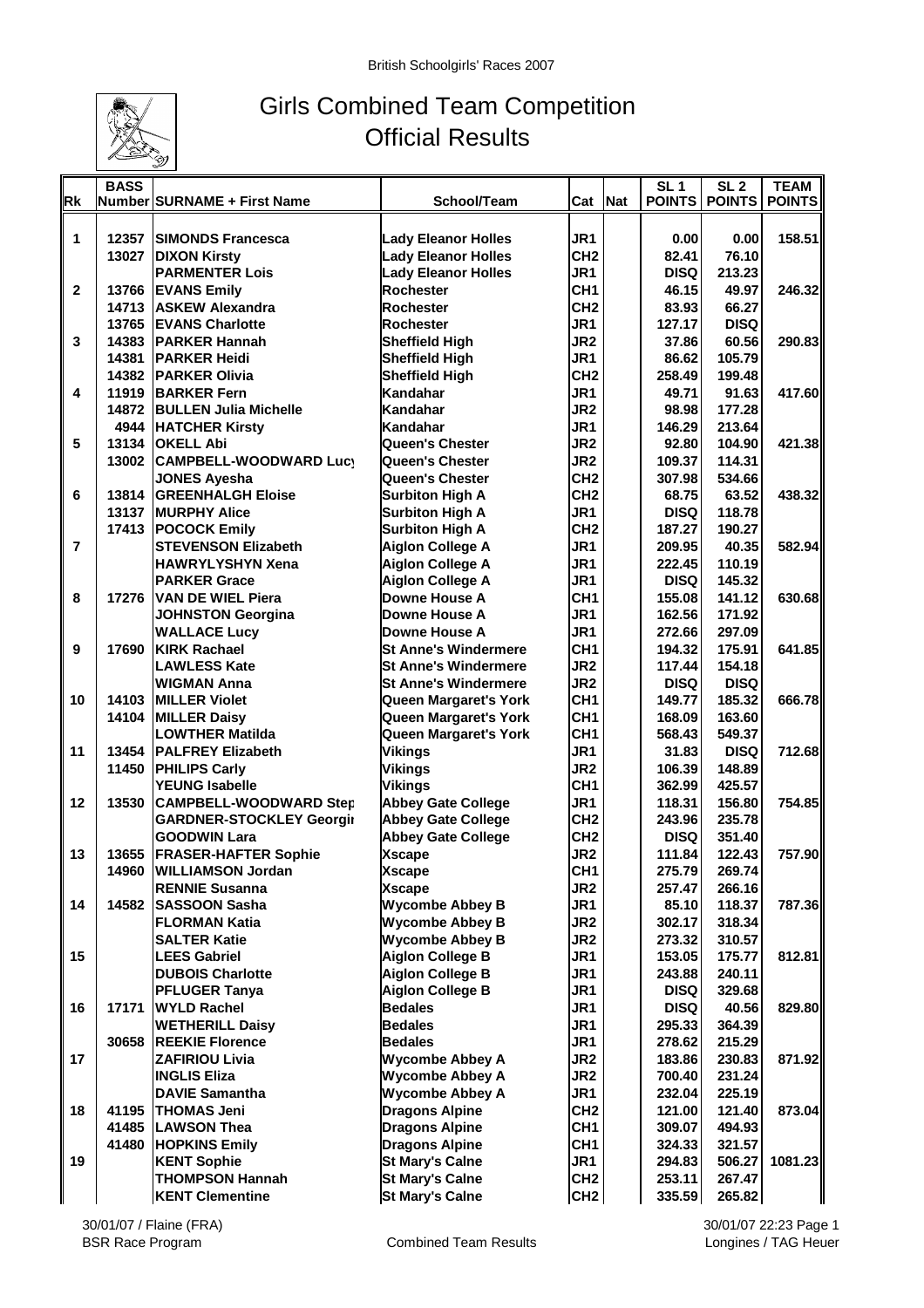# Girls Combined Team Competition
## Official Results

| Rk | BASS Number | SURNAME + First Name | School/Team | Cat | Nat | SL 1 POINTS | SL 2 POINTS | TEAM POINTS |
|---|---|---|---|---|---|---|---|---|
| 1 | 12357 | SIMONDS Francesca | Lady Eleanor Holles | JR1 | | 0.00 | 0.00 | 158.51 |
| | 13027 | DIXON Kirsty | Lady Eleanor Holles | CH2 | | 82.41 | 76.10 | |
| | | PARMENTER Lois | Lady Eleanor Holles | JR1 | | DISQ | 213.23 | |
| 2 | 13766 | EVANS Emily | Rochester | CH1 | | 46.15 | 49.97 | 246.32 |
| | 14713 | ASKEW Alexandra | Rochester | CH2 | | 83.93 | 66.27 | |
| | 13765 | EVANS Charlotte | Rochester | JR1 | | 127.17 | DISQ | |
| 3 | 14383 | PARKER Hannah | Sheffield High | JR2 | | 37.86 | 60.56 | 290.83 |
| | 14381 | PARKER Heidi | Sheffield High | JR1 | | 86.62 | 105.79 | |
| | 14382 | PARKER Olivia | Sheffield High | CH2 | | 258.49 | 199.48 | |
| 4 | 11919 | BARKER Fern | Kandahar | JR1 | | 49.71 | 91.63 | 417.60 |
| | 14872 | BULLEN Julia Michelle | Kandahar | JR2 | | 98.98 | 177.28 | |
| | 4944 | HATCHER Kirsty | Kandahar | JR1 | | 146.29 | 213.64 | |
| 5 | 13134 | OKELL Abi | Queen's Chester | JR2 | | 92.80 | 104.90 | 421.38 |
| | 13002 | CAMPBELL-WOODWARD Lucy | Queen's Chester | JR2 | | 109.37 | 114.31 | |
| | | JONES Ayesha | Queen's Chester | CH2 | | 307.98 | 534.66 | |
| 6 | 13814 | GREENHALGH Eloise | Surbiton High A | CH2 | | 68.75 | 63.52 | 438.32 |
| | 13137 | MURPHY Alice | Surbiton High A | JR1 | | DISQ | 118.78 | |
| | 17413 | POCOCK Emily | Surbiton High A | CH2 | | 187.27 | 190.27 | |
| 7 | | STEVENSON Elizabeth | Aiglon College A | JR1 | | 209.95 | 40.35 | 582.94 |
| | | HAWRYLYSHYN Xena | Aiglon College A | JR1 | | 222.45 | 110.19 | |
| | | PARKER Grace | Aiglon College A | JR1 | | DISQ | 145.32 | |
| 8 | 17276 | VAN DE WIEL Piera | Downe House A | CH1 | | 155.08 | 141.12 | 630.68 |
| | | JOHNSTON Georgina | Downe House A | JR1 | | 162.56 | 171.92 | |
| | | WALLACE Lucy | Downe House A | JR1 | | 272.66 | 297.09 | |
| 9 | 17690 | KIRK Rachael | St Anne's Windermere | CH1 | | 194.32 | 175.91 | 641.85 |
| | | LAWLESS Kate | St Anne's Windermere | JR2 | | 117.44 | 154.18 | |
| | | WIGMAN Anna | St Anne's Windermere | JR2 | | DISQ | DISQ | |
| 10 | 14103 | MILLER Violet | Queen Margaret's York | CH1 | | 149.77 | 185.32 | 666.78 |
| | 14104 | MILLER Daisy | Queen Margaret's York | CH1 | | 168.09 | 163.60 | |
| | | LOWTHER Matilda | Queen Margaret's York | CH1 | | 568.43 | 549.37 | |
| 11 | 13454 | PALFREY Elizabeth | Vikings | JR1 | | 31.83 | DISQ | 712.68 |
| | 11450 | PHILIPS Carly | Vikings | JR2 | | 106.39 | 148.89 | |
| | | YEUNG Isabelle | Vikings | CH1 | | 362.99 | 425.57 | |
| 12 | 13530 | CAMPBELL-WOODWARD Step | Abbey Gate College | JR1 | | 118.31 | 156.80 | 754.85 |
| | | GARDNER-STOCKLEY Georgi | Abbey Gate College | CH2 | | 243.96 | 235.78 | |
| | | GOODWIN Lara | Abbey Gate College | CH2 | | DISQ | 351.40 | |
| 13 | 13655 | FRASER-HAFTER Sophie | Xscape | JR2 | | 111.84 | 122.43 | 757.90 |
| | 14960 | WILLIAMSON Jordan | Xscape | CH1 | | 275.79 | 269.74 | |
| | | RENNIE Susanna | Xscape | JR2 | | 257.47 | 266.16 | |
| 14 | 14582 | SASSOON Sasha | Wycombe Abbey B | JR1 | | 85.10 | 118.37 | 787.36 |
| | | FLORMAN Katia | Wycombe Abbey B | JR2 | | 302.17 | 318.34 | |
| | | SALTER Katie | Wycombe Abbey B | JR2 | | 273.32 | 310.57 | |
| 15 | | LEES Gabriel | Aiglon College B | JR1 | | 153.05 | 175.77 | 812.81 |
| | | DUBOIS Charlotte | Aiglon College B | JR1 | | 243.88 | 240.11 | |
| | | PFLUGER Tanya | Aiglon College B | JR1 | | DISQ | 329.68 | |
| 16 | 17171 | WYLD Rachel | Bedales | JR1 | | DISQ | 40.56 | 829.80 |
| | | WETHERILL Daisy | Bedales | JR1 | | 295.33 | 364.39 | |
| | 30658 | REEKIE Florence | Bedales | JR1 | | 278.62 | 215.29 | |
| 17 | | ZAFIRIOU Livia | Wycombe Abbey A | JR2 | | 183.86 | 230.83 | 871.92 |
| | | INGLIS Eliza | Wycombe Abbey A | JR2 | | 700.40 | 231.24 | |
| | | DAVIE Samantha | Wycombe Abbey A | JR1 | | 232.04 | 225.19 | |
| 18 | 41195 | THOMAS Jeni | Dragons Alpine | CH2 | | 121.00 | 121.40 | 873.04 |
| | 41485 | LAWSON Thea | Dragons Alpine | CH1 | | 309.07 | 494.93 | |
| | 41480 | HOPKINS Emily | Dragons Alpine | CH1 | | 324.33 | 321.57 | |
| 19 | | KENT Sophie | St Mary's Calne | JR1 | | 294.83 | 506.27 | 1081.23 |
| | | THOMPSON Hannah | St Mary's Calne | CH2 | | 253.11 | 267.47 | |
| | | KENT Clementine | St Mary's Calne | CH2 | | 335.59 | 265.82 | |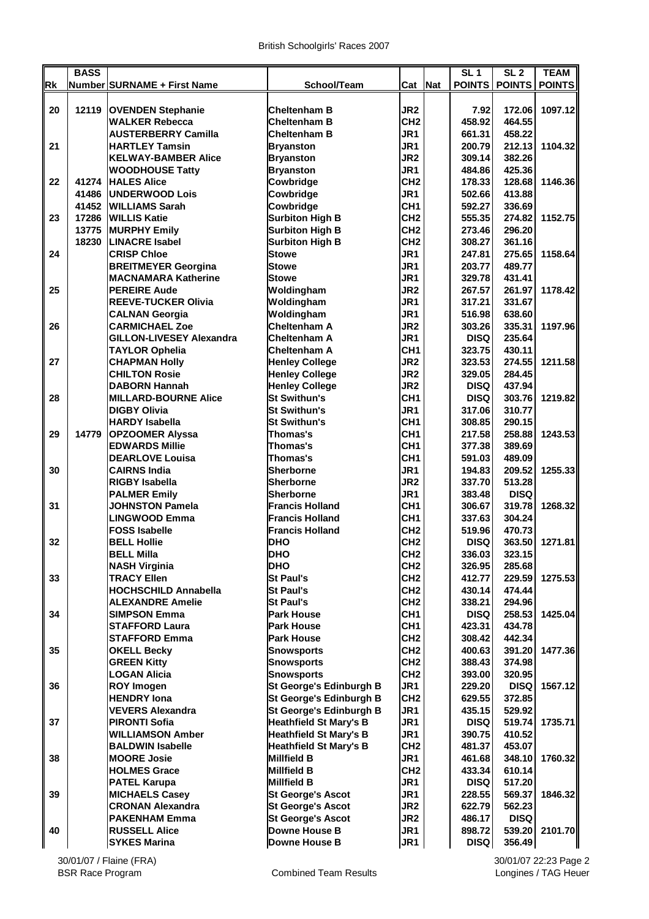British Schoolgirls' Races 2007

| Rk | BASS Number | SURNAME + First Name | School/Team | Cat | Nat | SL 1 POINTS | SL 2 POINTS | TEAM POINTS |
|---|---|---|---|---|---|---|---|---|
| 20 | 12119 | OVENDEN Stephanie | Cheltenham B | JR2 | | 7.92 | 172.06 | 1097.12 |
| | | WALKER Rebecca | Cheltenham B | CH2 | | 458.92 | 464.55 | |
| | | AUSTERBERRY Camilla | Cheltenham B | JR1 | | 661.31 | 458.22 | |
| 21 | | HARTLEY Tamsin | Bryanston | JR1 | | 200.79 | 212.13 | 1104.32 |
| | | KELWAY-BAMBER Alice | Bryanston | JR2 | | 309.14 | 382.26 | |
| | | WOODHOUSE Tatty | Bryanston | JR1 | | 484.86 | 425.36 | |
| 22 | 41274 | HALES Alice | Cowbridge | CH2 | | 178.33 | 128.68 | 1146.36 |
| | 41486 | UNDERWOOD Lois | Cowbridge | JR1 | | 502.66 | 413.88 | |
| | 41452 | WILLIAMS Sarah | Cowbridge | CH1 | | 592.27 | 336.69 | |
| 23 | 17286 | WILLIS Katie | Surbiton High B | CH2 | | 555.35 | 274.82 | 1152.75 |
| | 13775 | MURPHY Emily | Surbiton High B | CH2 | | 273.46 | 296.20 | |
| | 18230 | LINACRE Isabel | Surbiton High B | CH2 | | 308.27 | 361.16 | |
| 24 | | CRISP Chloe | Stowe | JR1 | | 247.81 | 275.65 | 1158.64 |
| | | BREITMEYER Georgina | Stowe | JR1 | | 203.77 | 489.77 | |
| | | MACNAMARA Katherine | Stowe | JR1 | | 329.78 | 431.41 | |
| 25 | | PEREIRE Aude | Woldingham | JR2 | | 267.57 | 261.97 | 1178.42 |
| | | REEVE-TUCKER Olivia | Woldingham | JR1 | | 317.21 | 331.67 | |
| | | CALNAN Georgia | Woldingham | JR1 | | 516.98 | 638.60 | |
| 26 | | CARMICHAEL Zoe | Cheltenham A | JR2 | | 303.26 | 335.31 | 1197.96 |
| | | GILLON-LIVESEY Alexandra | Cheltenham A | JR1 | | DISQ | 235.64 | |
| | | TAYLOR Ophelia | Cheltenham A | CH1 | | 323.75 | 430.11 | |
| 27 | | CHAPMAN Holly | Henley College | JR2 | | 323.53 | 274.55 | 1211.58 |
| | | CHILTON Rosie | Henley College | JR2 | | 329.05 | 284.45 | |
| | | DABORN Hannah | Henley College | JR2 | | DISQ | 437.94 | |
| 28 | | MILLARD-BOURNE Alice | St Swithun's | CH1 | | DISQ | 303.76 | 1219.82 |
| | | DIGBY Olivia | St Swithun's | JR1 | | 317.06 | 310.77 | |
| | | HARDY Isabella | St Swithun's | CH1 | | 308.85 | 290.15 | |
| 29 | 14779 | OPZOOMER Alyssa | Thomas's | CH1 | | 217.58 | 258.88 | 1243.53 |
| | | EDWARDS Millie | Thomas's | CH1 | | 377.38 | 389.69 | |
| | | DEARLOVE Louisa | Thomas's | CH1 | | 591.03 | 489.09 | |
| 30 | | CAIRNS India | Sherborne | JR1 | | 194.83 | 209.52 | 1255.33 |
| | | RIGBY Isabella | Sherborne | JR2 | | 337.70 | 513.28 | |
| | | PALMER Emily | Sherborne | JR1 | | 383.48 | DISQ | |
| 31 | | JOHNSTON Pamela | Francis Holland | CH1 | | 306.67 | 319.78 | 1268.32 |
| | | LINGWOOD Emma | Francis Holland | CH1 | | 337.63 | 304.24 | |
| | | FOSS Isabelle | Francis Holland | CH2 | | 519.96 | 470.73 | |
| 32 | | BELL Hollie | DHO | CH2 | | DISQ | 363.50 | 1271.81 |
| | | BELL Milla | DHO | CH2 | | 336.03 | 323.15 | |
| | | NASH Virginia | DHO | CH2 | | 326.95 | 285.68 | |
| 33 | | TRACY Ellen | St Paul's | CH2 | | 412.77 | 229.59 | 1275.53 |
| | | HOCHSCHILD Annabella | St Paul's | CH2 | | 430.14 | 474.44 | |
| | | ALEXANDRE Amelie | St Paul's | CH2 | | 338.21 | 294.96 | |
| 34 | | SIMPSON Emma | Park House | CH1 | | DISQ | 258.53 | 1425.04 |
| | | STAFFORD Laura | Park House | CH1 | | 423.31 | 434.78 | |
| | | STAFFORD Emma | Park House | CH2 | | 308.42 | 442.34 | |
| 35 | | OKELL Becky | Snowsports | CH2 | | 400.63 | 391.20 | 1477.36 |
| | | GREEN Kitty | Snowsports | CH2 | | 388.43 | 374.98 | |
| | | LOGAN Alicia | Snowsports | CH2 | | 393.00 | 320.95 | |
| 36 | | ROY Imogen | St George's Edinburgh B | JR1 | | 229.20 | DISQ | 1567.12 |
| | | HENDRY Iona | St George's Edinburgh B | CH2 | | 629.55 | 372.85 | |
| | | VEVERS Alexandra | St George's Edinburgh B | JR1 | | 435.15 | 529.92 | |
| 37 | | PIRONTI Sofia | Heathfield St Mary's B | JR1 | | DISQ | 519.74 | 1735.71 |
| | | WILLIAMSON Amber | Heathfield St Mary's B | JR1 | | 390.75 | 410.52 | |
| | | BALDWIN Isabelle | Heathfield St Mary's B | CH2 | | 481.37 | 453.07 | |
| 38 | | MOORE Josie | Millfield B | JR1 | | 461.68 | 348.10 | 1760.32 |
| | | HOLMES Grace | Millfield B | CH2 | | 433.34 | 610.14 | |
| | | PATEL Karupa | Millfield B | JR1 | | DISQ | 517.20 | |
| 39 | | MICHAELS Casey | St George's Ascot | JR1 | | 228.55 | 569.37 | 1846.32 |
| | | CRONAN Alexandra | St George's Ascot | JR2 | | 622.79 | 562.23 | |
| | | PAKENHAM Emma | St George's Ascot | JR2 | | 486.17 | DISQ | |
| 40 | | RUSSELL Alice | Downe House B | JR1 | | 898.72 | 539.20 | 2101.70 |
| | | SYKES Marina | Downe House B | JR1 | | DISQ | 356.49 | |

30/01/07 / Flaine (FRA) — 30/01/07 22:23

BSR Race Program — Combined Team Results — Longines / TAG Heuer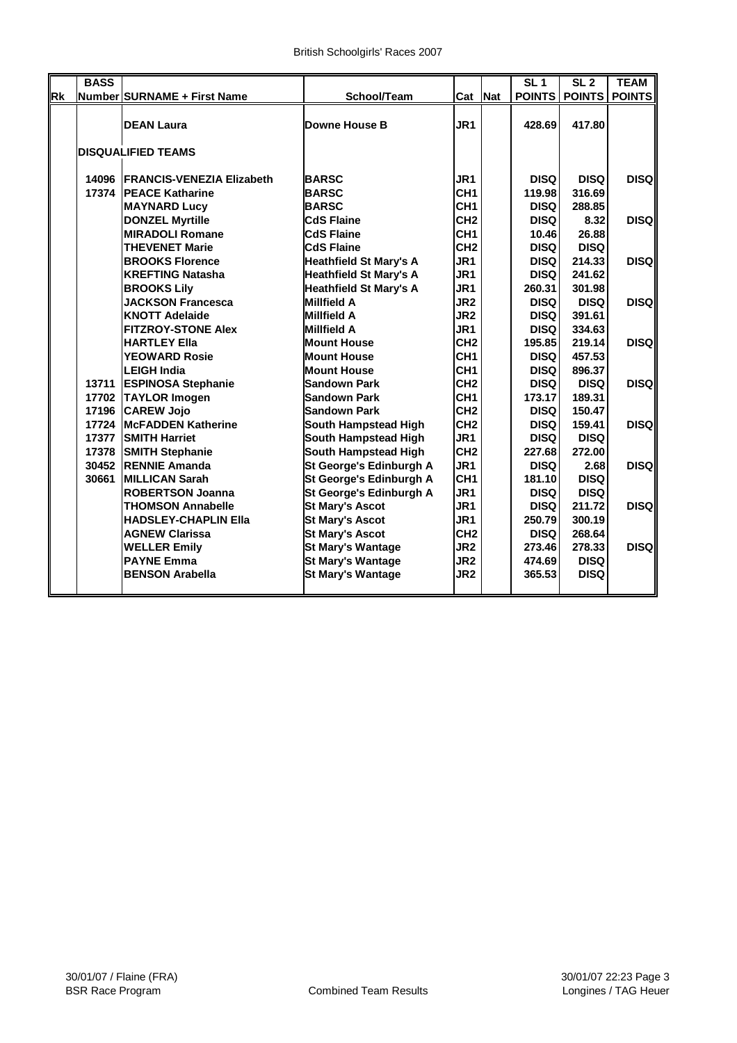British Schoolgirls' Races 2007

| Rk | BASS Number | SURNAME + First Name | School/Team | Cat | Nat | SL 1 POINTS | SL 2 POINTS | TEAM POINTS |
|---|---|---|---|---|---|---|---|---|
| | | DEAN Laura | Downe House B | JR1 | | 428.69 | 417.80 | |
| | | **DISQUALIFIED TEAMS** | | | | | | |
| | 14096 | FRANCIS-VENEZIA Elizabeth | BARSC | JR1 | | DISQ | DISQ | DISQ |
| | 17374 | PEACE Katharine | BARSC | CH1 | | 119.98 | 316.69 | |
| | | MAYNARD Lucy | BARSC | CH1 | | DISQ | 288.85 | |
| | | DONZEL Myrtille | CdS Flaine | CH2 | | DISQ | 8.32 | DISQ |
| | | MIRADOLI Romane | CdS Flaine | CH1 | | 10.46 | 26.88 | |
| | | THEVENET Marie | CdS Flaine | CH2 | | DISQ | DISQ | |
| | | BROOKS Florence | Heathfield St Mary's A | JR1 | | DISQ | 214.33 | DISQ |
| | | KREFTING Natasha | Heathfield St Mary's A | JR1 | | DISQ | 241.62 | |
| | | BROOKS Lily | Heathfield St Mary's A | JR1 | | 260.31 | 301.98 | |
| | | JACKSON Francesca | Millfield A | JR2 | | DISQ | DISQ | DISQ |
| | | KNOTT Adelaide | Millfield A | JR2 | | DISQ | 391.61 | |
| | | FITZROY-STONE Alex | Millfield A | JR1 | | DISQ | 334.63 | |
| | | HARTLEY Ella | Mount House | CH2 | | 195.85 | 219.14 | DISQ |
| | | YEOWARD Rosie | Mount House | CH1 | | DISQ | 457.53 | |
| | | LEIGH India | Mount House | CH1 | | DISQ | 896.37 | |
| | 13711 | ESPINOSA Stephanie | Sandown Park | CH2 | | DISQ | DISQ | DISQ |
| | 17702 | TAYLOR Imogen | Sandown Park | CH1 | | 173.17 | 189.31 | |
| | 17196 | CAREW Jojo | Sandown Park | CH2 | | DISQ | 150.47 | |
| | 17724 | McFADDEN Katherine | South Hampstead High | CH2 | | DISQ | 159.41 | DISQ |
| | 17377 | SMITH Harriet | South Hampstead High | JR1 | | DISQ | DISQ | |
| | 17378 | SMITH Stephanie | South Hampstead High | CH2 | | 227.68 | 272.00 | |
| | 30452 | RENNIE Amanda | St George's Edinburgh A | JR1 | | DISQ | 2.68 | DISQ |
| | 30661 | MILLICAN Sarah | St George's Edinburgh A | CH1 | | 181.10 | DISQ | |
| | | ROBERTSON Joanna | St George's Edinburgh A | JR1 | | DISQ | DISQ | |
| | | THOMSON Annabelle | St Mary's Ascot | JR1 | | DISQ | 211.72 | DISQ |
| | | HADSLEY-CHAPLIN Ella | St Mary's Ascot | JR1 | | 250.79 | 300.19 | |
| | | AGNEW Clarissa | St Mary's Ascot | CH2 | | DISQ | 268.64 | |
| | | WELLER Emily | St Mary's Wantage | JR2 | | 273.46 | 278.33 | DISQ |
| | | PAYNE Emma | St Mary's Wantage | JR2 | | 474.69 | DISQ | |
| | | BENSON Arabella | St Mary's Wantage | JR2 | | 365.53 | DISQ | |

30/01/07 / Flaine (FRA)
BSR Race Program
Combined Team Results
30/01/07 22:23
Longines / TAG Heuer